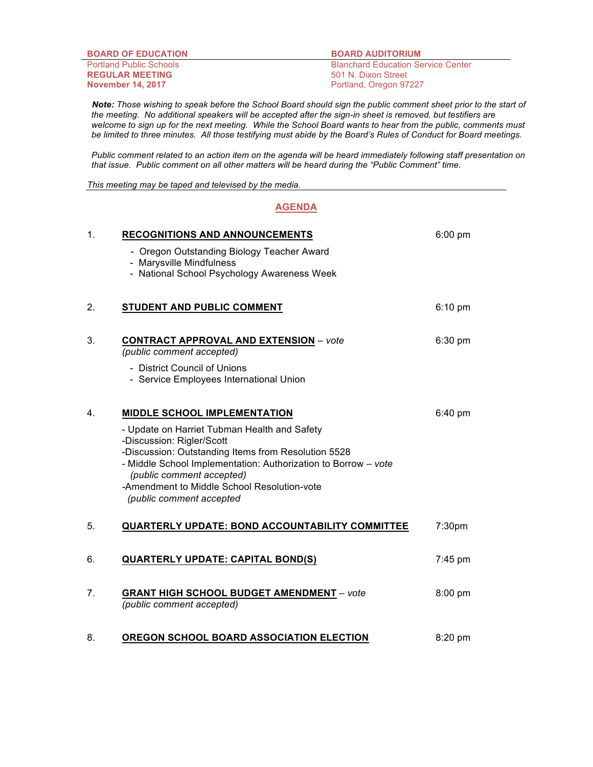**BOARD OF EDUCATION**
Portland Public Schools
**REGULAR MEETING**
**November 14, 2017**

**BOARD AUDITORIUM**
Blanchard Education Service Center
501 N. Dixon Street
Portland, Oregon 97227

***Note:*** *Those wishing to speak before the School Board should sign the public comment sheet prior to the start of the meeting. No additional speakers will be accepted after the sign-in sheet is removed, but testifiers are welcome to sign up for the next meeting. While the School Board wants to hear from the public, comments must be limited to three minutes. All those testifying must abide by the Board's Rules of Conduct for Board meetings.*

*Public comment related to an action item on the agenda will be heard immediately following staff presentation on that issue. Public comment on all other matters will be heard during the "Public Comment" time.*

*This meeting may be taped and televised by the media.*

## AGENDA

1. **RECOGNITIONS AND ANNOUNCEMENTS** — 6:00 pm
   - Oregon Outstanding Biology Teacher Award
   - Marysville Mindfulness
   - National School Psychology Awareness Week

2. **STUDENT AND PUBLIC COMMENT** — 6:10 pm

3. **CONTRACT APPROVAL AND EXTENSION** – *vote* — 6:30 pm
   *(public comment accepted)*
   - District Council of Unions
   - Service Employees International Union

4. **MIDDLE SCHOOL IMPLEMENTATION** — 6:40 pm
   - Update on Harriet Tubman Health and Safety
   - Discussion: Rigler/Scott
   - Discussion: Outstanding Items from Resolution 5528
   - Middle School Implementation: Authorization to Borrow – *vote*
     *(public comment accepted)*
   - Amendment to Middle School Resolution-vote
     *(public comment accepted*

5. **QUARTERLY UPDATE: BOND ACCOUNTABILITY COMMITTEE** — 7:30pm

6. **QUARTERLY UPDATE: CAPITAL BOND(S)** — 7:45 pm

7. **GRANT HIGH SCHOOL BUDGET AMENDMENT** – *vote* — 8:00 pm
   *(public comment accepted)*

8. **OREGON SCHOOL BOARD ASSOCIATION ELECTION** — 8:20 pm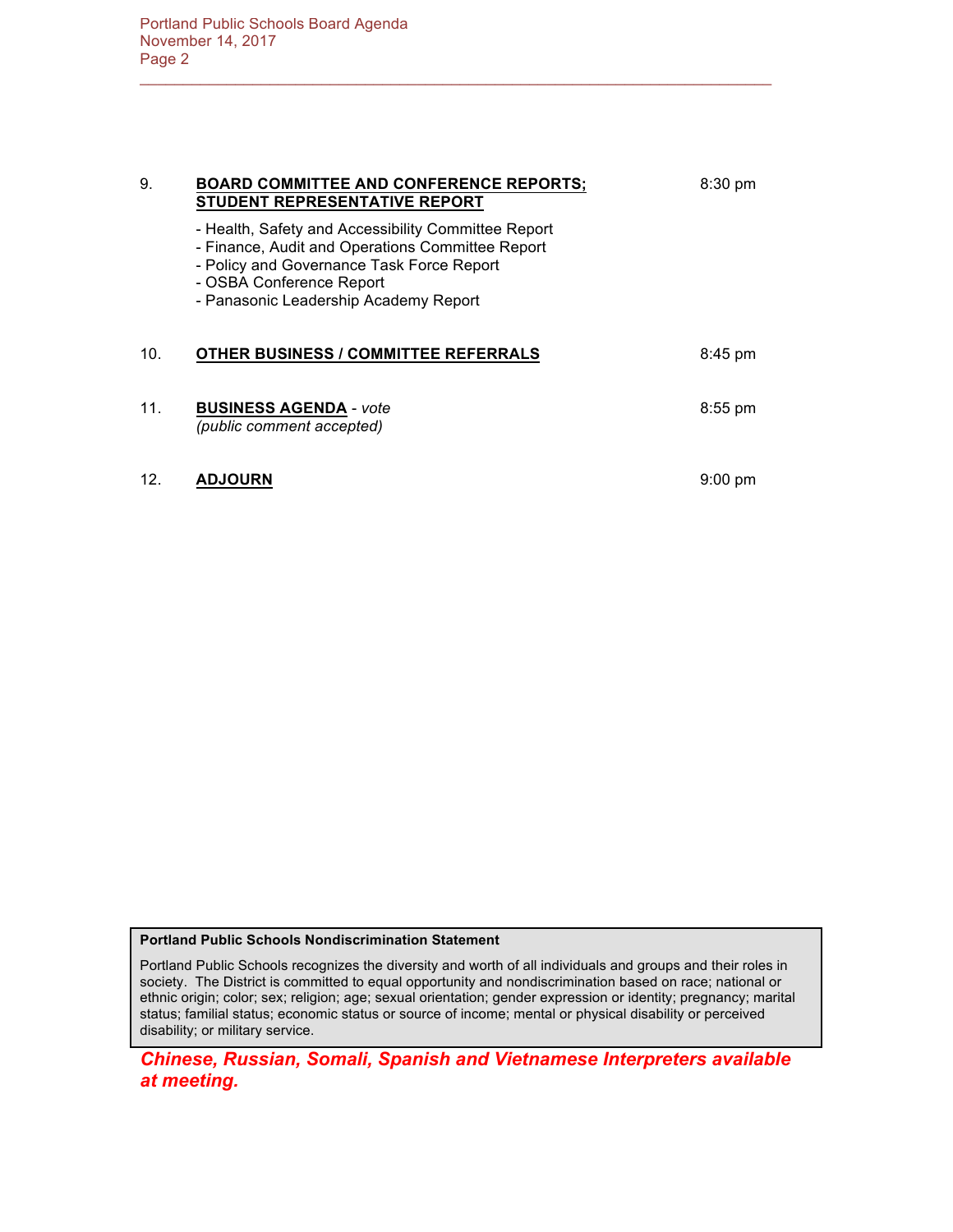9. **BOARD COMMITTEE AND CONFERENCE REPORTS; STUDENT REPRESENTATIVE REPORT** — 8:30 pm

   - Health, Safety and Accessibility Committee Report
   - Finance, Audit and Operations Committee Report
   - Policy and Governance Task Force Report
   - OSBA Conference Report
   - Panasonic Leadership Academy Report

10. **OTHER BUSINESS / COMMITTEE REFERRALS** — 8:45 pm

11. **BUSINESS AGENDA** - *vote* — 8:55 pm
    *(public comment accepted)*

12. **ADJOURN** — 9:00 pm

---

**Portland Public Schools Nondiscrimination Statement**

Portland Public Schools recognizes the diversity and worth of all individuals and groups and their roles in society. The District is committed to equal opportunity and nondiscrimination based on race; national or ethnic origin; color; sex; religion; age; sexual orientation; gender expression or identity; pregnancy; marital status; familial status; economic status or source of income; mental or physical disability or perceived disability; or military service.

***Chinese, Russian, Somali, Spanish and Vietnamese Interpreters available at meeting.***